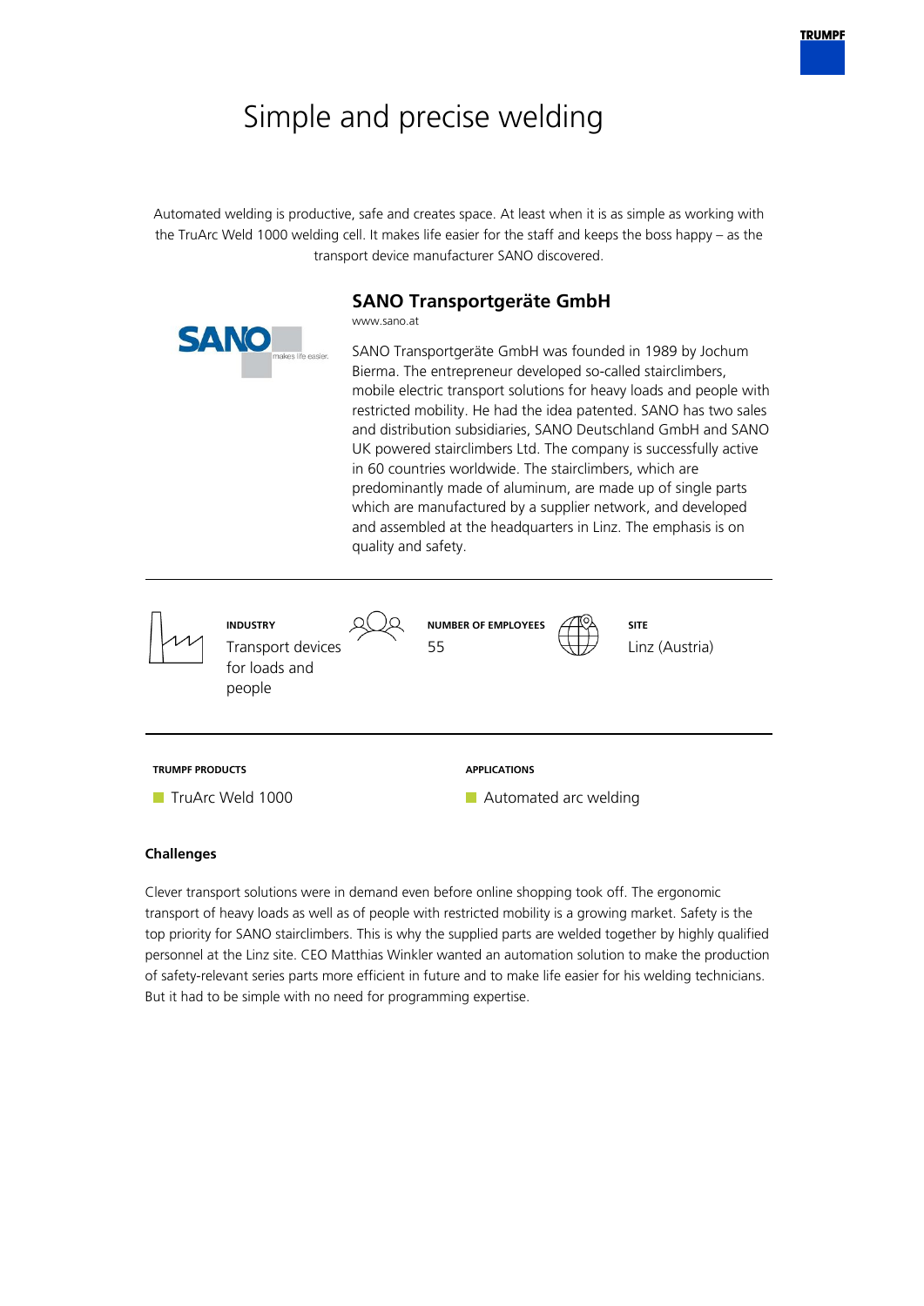# Simple and precise welding

Automated welding is productive, safe and creates space. At least when it is as simple as working with the TruArc Weld 1000 welding cell. It makes life easier for the staff and keeps the boss happy – as the transport device manufacturer SANO discovered.

## SANO Transportgeräte GmbH

www.sano.at

SANO Transportgeräte GmbH was founded in 1989 by Jochum Bierma. The entrepreneur developed so-called stairclimbers, mobile electric transport solutions for heavy loads and people with restricted mobility. He had the idea patented. SANO has two sales and distribution subsidiaries, SANO Deutschland GmbH and SANO UK powered stairclimbers Ltd. The company is successfully active in 60 countries worldwide. The stairclimbers, which are predominantly made of aluminum, are made up of single parts which are manufactured by a supplier network, and developed and assembled at the headquarters in Linz. The emphasis is on quality and safety.

**INDUSTRY**
Transport devices for loads and people

**NUMBER OF EMPLOYEES**
55

**SITE**
Linz (Austria)

**TRUMPF PRODUCTS**

- TruArc Weld 1000

**APPLICATIONS**

- Automated arc welding

### Challenges

Clever transport solutions were in demand even before online shopping took off. The ergonomic transport of heavy loads as well as of people with restricted mobility is a growing market. Safety is the top priority for SANO stairclimbers. This is why the supplied parts are welded together by highly qualified personnel at the Linz site. CEO Matthias Winkler wanted an automation solution to make the production of safety-relevant series parts more efficient in future and to make life easier for his welding technicians. But it had to be simple with no need for programming expertise.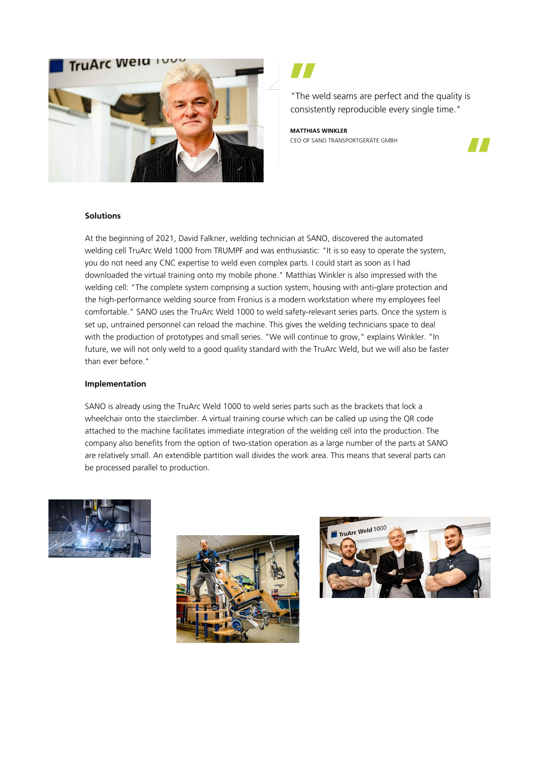"The weld seams are perfect and the quality is consistently reproducible every single time."

**MATTHIAS WINKLER**
CEO OF SANO TRANSPORTGERÄTE GMBH

### Solutions

At the beginning of 2021, David Falkner, welding technician at SANO, discovered the automated welding cell TruArc Weld 1000 from TRUMPF and was enthusiastic: "It is so easy to operate the system, you do not need any CNC expertise to weld even complex parts. I could start as soon as I had downloaded the virtual training onto my mobile phone." Matthias Winkler is also impressed with the welding cell: "The complete system comprising a suction system, housing with anti-glare protection and the high-performance welding source from Fronius is a modern workstation where my employees feel comfortable." SANO uses the TruArc Weld 1000 to weld safety-relevant series parts. Once the system is set up, untrained personnel can reload the machine. This gives the welding technicians space to deal with the production of prototypes and small series. "We will continue to grow," explains Winkler. "In future, we will not only weld to a good quality standard with the TruArc Weld, but we will also be faster than ever before."

### Implementation

SANO is already using the TruArc Weld 1000 to weld series parts such as the brackets that lock a wheelchair onto the stairclimber. A virtual training course which can be called up using the QR code attached to the machine facilitates immediate integration of the welding cell into the production. The company also benefits from the option of two-station operation as a large number of the parts at SANO are relatively small. An extendible partition wall divides the work area. This means that several parts can be processed parallel to production.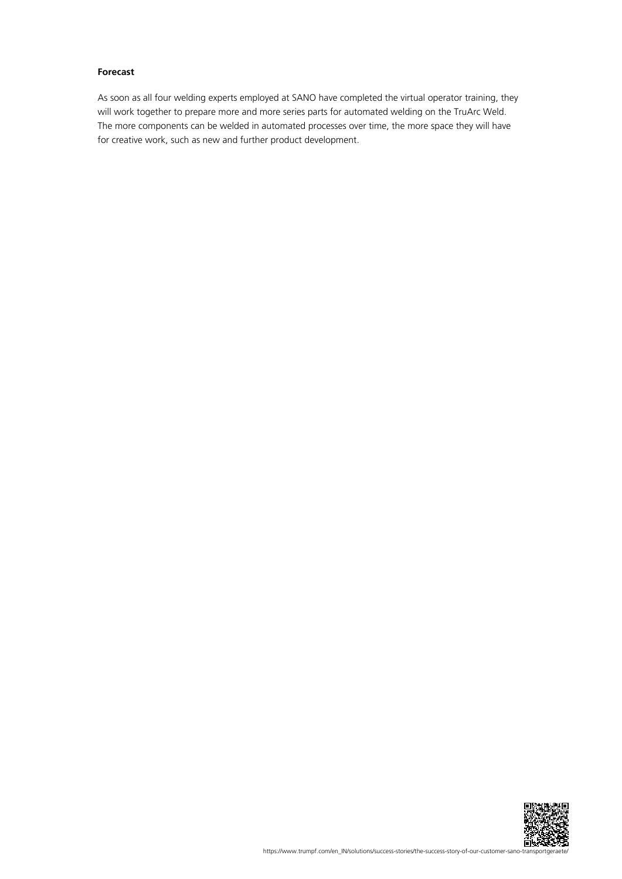**Forecast**

As soon as all four welding experts employed at SANO have completed the virtual operator training, they will work together to prepare more and more series parts for automated welding on the TruArc Weld. The more components can be welded in automated processes over time, the more space they will have for creative work, such as new and further product development.

https://www.trumpf.com/en_IN/solutions/success-stories/the-success-story-of-our-customer-sano-transportgeraete/